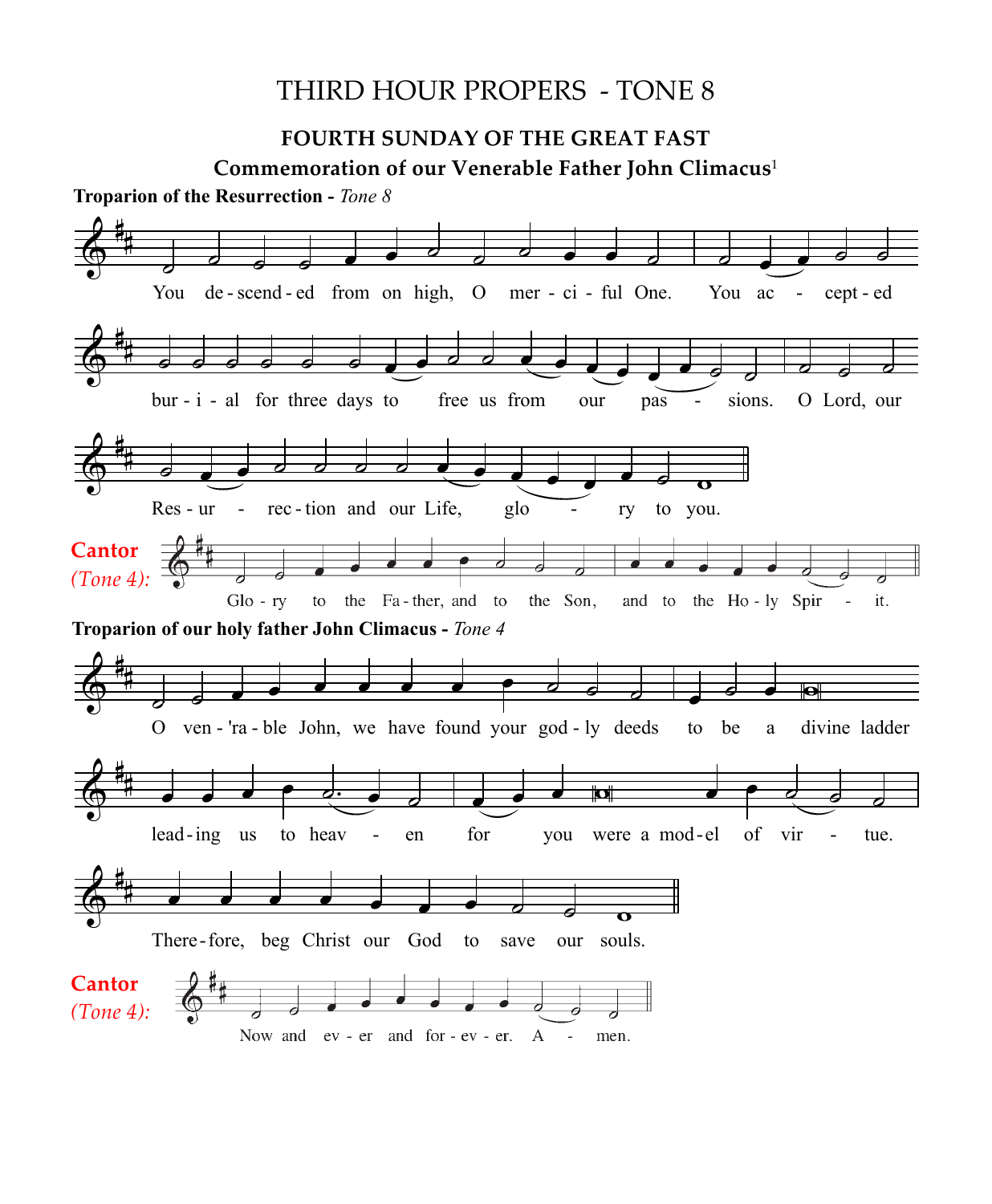# THIRD HOUR PROPERS - TONE 8

## FOURTH SUNDAY OF THE GREAT FAST

## Commemoration of our Venerable Father John Climacus[1]

**Troparion of the Resurrection -** *Tone 8*

You de-scend-ed from on high, O mer-ci-ful One. You ac-cept-ed bur-i-al for three days to free us from our pas-sions. O Lord, our Res-ur-rec-tion and our Life, glo-ry to you.

**Cantor** *(Tone 4):* Glo-ry to the Fa-ther, and to the Son, and to the Ho-ly Spir-it.

**Troparion of our holy father John Climacus -** *Tone 4*

O ven-'ra-ble John, we have found your god-ly deeds to be a divine ladder lead-ing us to heav-en for you were a mod-el of vir-tue. There-fore, beg Christ our God to save our souls.

**Cantor** *(Tone 4):* Now and ev-er and for-ev-er. A-men.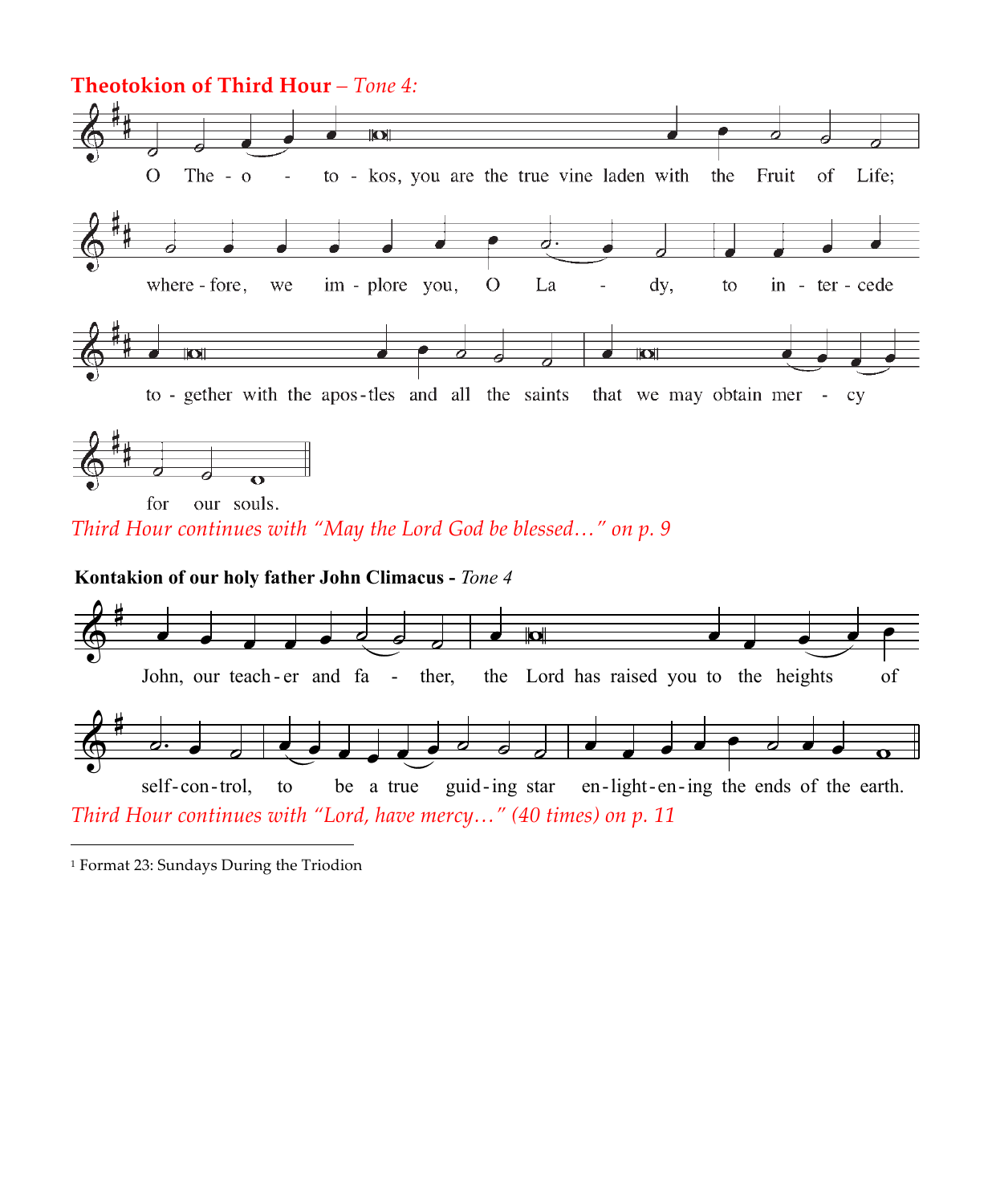**Theotokion of Third Hour** – *Tone 4:*

O The - o - to - kos, you are the true vine laden with the Fruit of Life;

where - fore, we im - plore you, O La - dy, to in - ter - cede

to - gether with the apos - tles and all the saints that we may obtain mer - cy

for our souls.

*Third Hour continues with "May the Lord God be blessed…" on p. 9*

**Kontakion of our holy father John Climacus** - *Tone 4*

John, our teach - er and fa - ther, the Lord has raised you to the heights of

self - con - trol, to be a true guid - ing star en - light - en - ing the ends of the earth.

*Third Hour continues with "Lord, have mercy…" (40 times) on p. 11*

[1] Format 23: Sundays During the Triodion